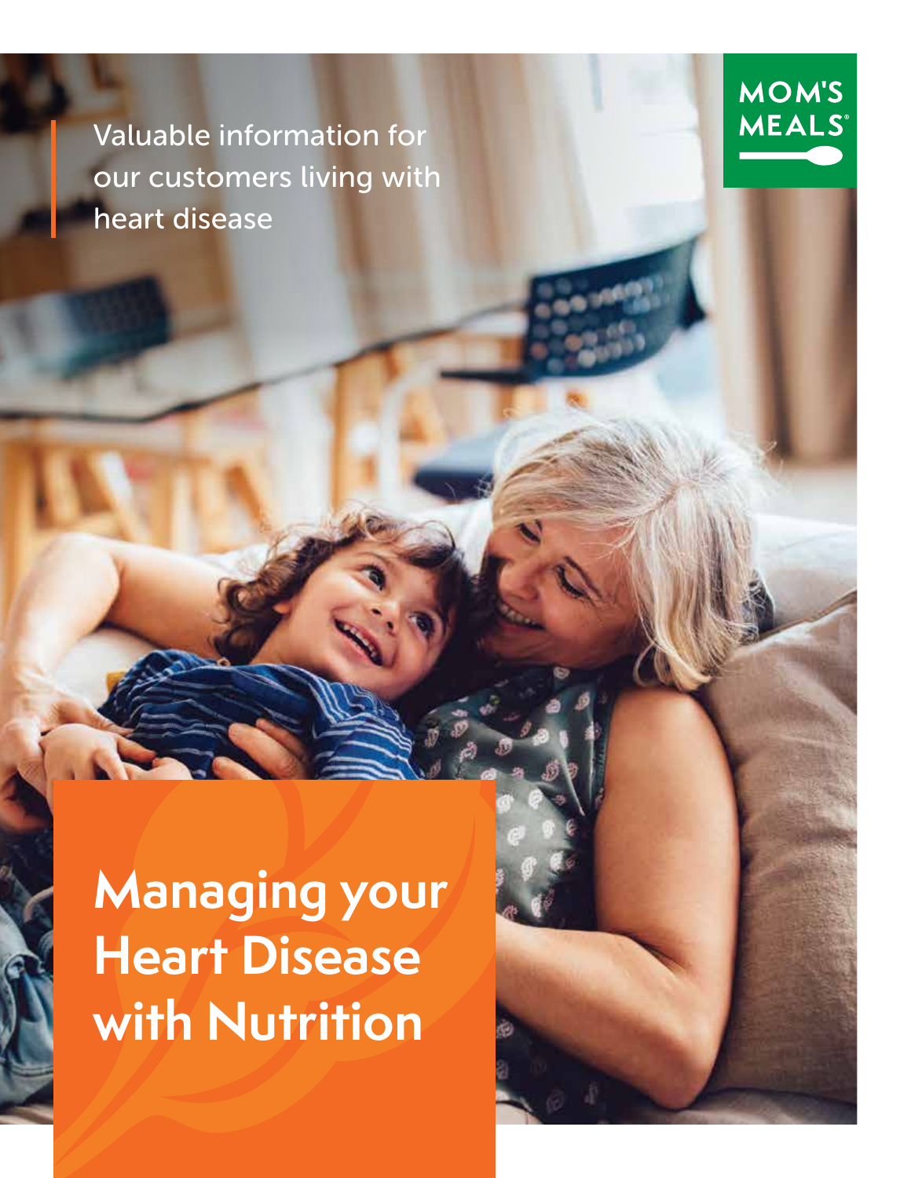Valuable information for our customers living with heart disease

MOM'S MEALS®

# Managing your Heart Disease with Nutrition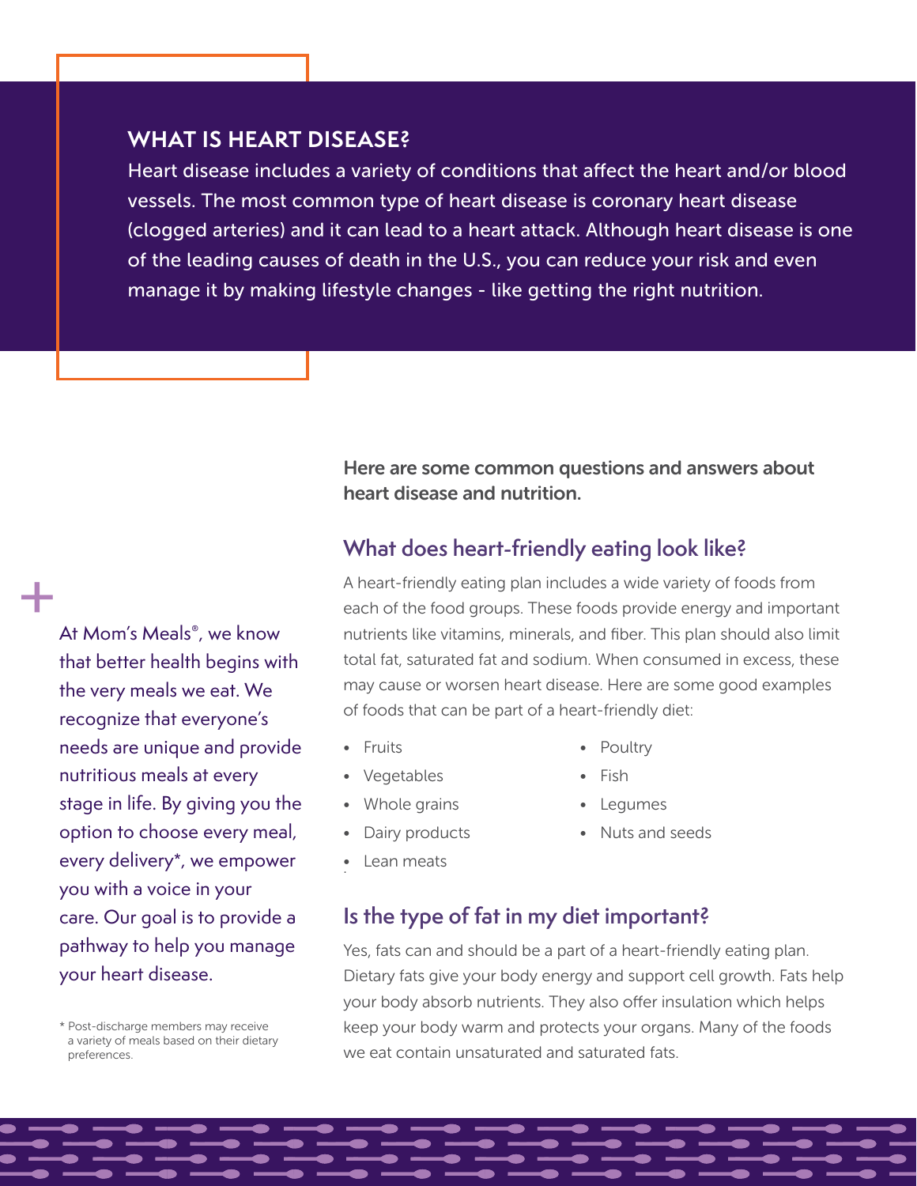## WHAT IS HEART DISEASE?

Heart disease includes a variety of conditions that affect the heart and/or blood vessels. The most common type of heart disease is coronary heart disease (clogged arteries) and it can lead to a heart attack. Although heart disease is one of the leading causes of death in the U.S., you can reduce your risk and even manage it by making lifestyle changes - like getting the right nutrition.

At Mom's Meals®, we know that better health begins with the very meals we eat. We recognize that everyone's needs are unique and provide nutritious meals at every stage in life. By giving you the option to choose every meal, every delivery*, we empower you with a voice in your care. Our goal is to provide a pathway to help you manage your heart disease.

\* Post-discharge members may receive a variety of meals based on their dietary preferences.

**Here are some common questions and answers about heart disease and nutrition.**

### What does heart-friendly eating look like?

A heart-friendly eating plan includes a wide variety of foods from each of the food groups. These foods provide energy and important nutrients like vitamins, minerals, and fiber. This plan should also limit total fat, saturated fat and sodium. When consumed in excess, these may cause or worsen heart disease. Here are some good examples of foods that can be part of a heart-friendly diet:

- Fruits
- Vegetables
- Whole grains
- Dairy products
- Lean meats
- Poultry
- Fish
- Legumes
- Nuts and seeds

### Is the type of fat in my diet important?

Yes, fats can and should be a part of a heart-friendly eating plan. Dietary fats give your body energy and support cell growth. Fats help your body absorb nutrients. They also offer insulation which helps keep your body warm and protects your organs. Many of the foods we eat contain unsaturated and saturated fats.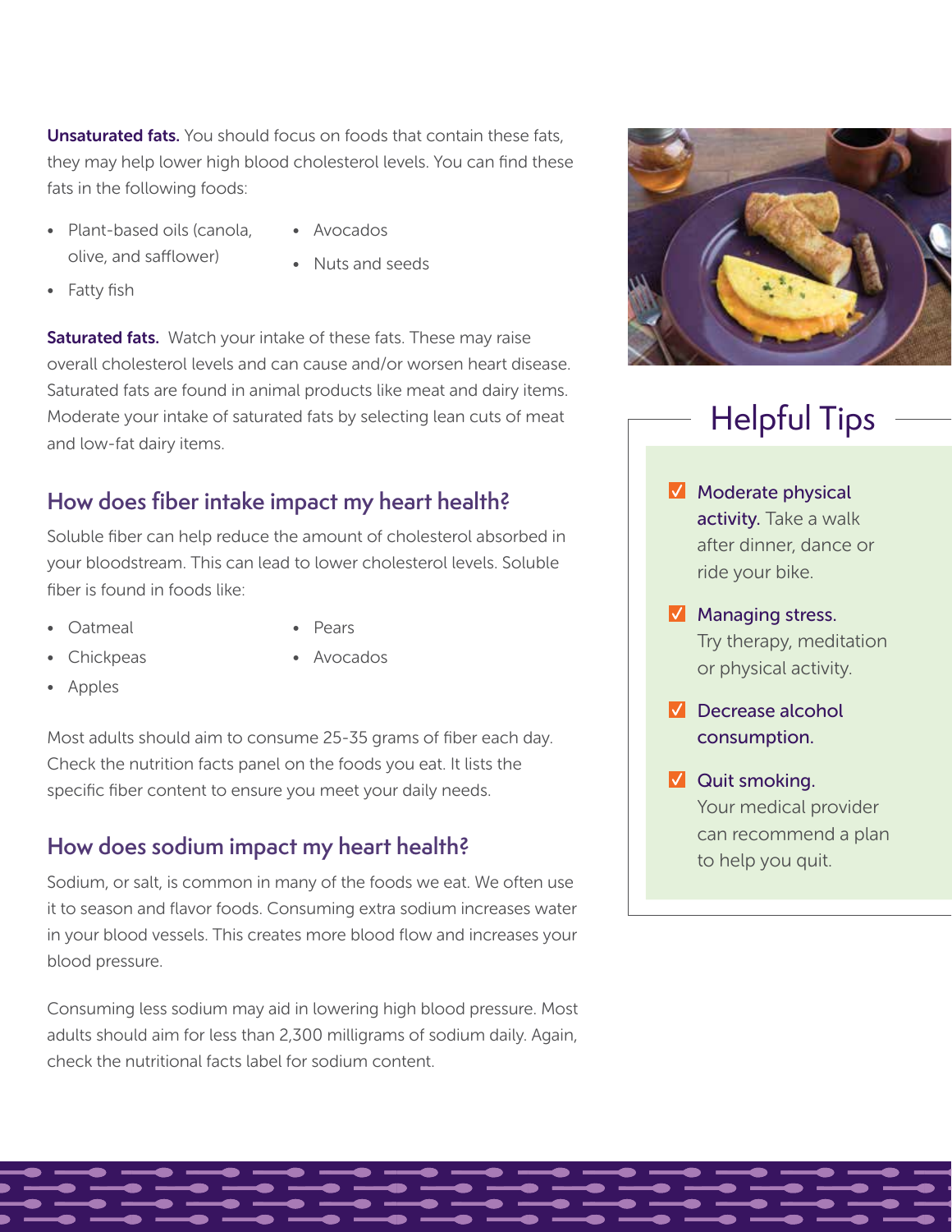**Unsaturated fats.** You should focus on foods that contain these fats, they may help lower high blood cholesterol levels. You can find these fats in the following foods:

- Plant-based oils (canola, olive, and safflower)
- Fatty fish
- Avocados
- Nuts and seeds

**Saturated fats.** Watch your intake of these fats. These may raise overall cholesterol levels and can cause and/or worsen heart disease. Saturated fats are found in animal products like meat and dairy items. Moderate your intake of saturated fats by selecting lean cuts of meat and low-fat dairy items.

## How does fiber intake impact my heart health?

Soluble fiber can help reduce the amount of cholesterol absorbed in your bloodstream. This can lead to lower cholesterol levels. Soluble fiber is found in foods like:

- Oatmeal
- Chickpeas
- Apples
- Pears
- Avocados

Most adults should aim to consume 25-35 grams of fiber each day. Check the nutrition facts panel on the foods you eat. It lists the specific fiber content to ensure you meet your daily needs.

## How does sodium impact my heart health?

Sodium, or salt, is common in many of the foods we eat. We often use it to season and flavor foods. Consuming extra sodium increases water in your blood vessels. This creates more blood flow and increases your blood pressure.

Consuming less sodium may aid in lowering high blood pressure. Most adults should aim for less than 2,300 milligrams of sodium daily. Again, check the nutritional facts label for sodium content.

## Helpful Tips

- ✓ **Moderate physical activity.** Take a walk after dinner, dance or ride your bike.
- ✓ **Managing stress.** Try therapy, meditation or physical activity.
- ✓ **Decrease alcohol consumption.**
- ✓ **Quit smoking.** Your medical provider can recommend a plan to help you quit.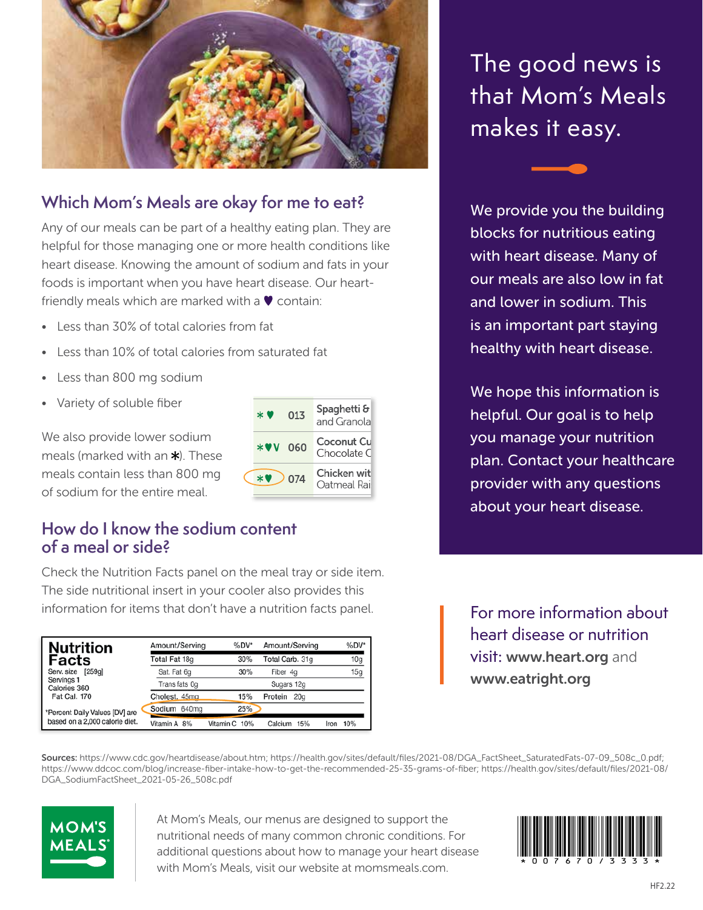## Which Mom's Meals are okay for me to eat?

Any of our meals can be part of a healthy eating plan. They are helpful for those managing one or more health conditions like heart disease. Knowing the amount of sodium and fats in your foods is important when you have heart disease. Our heart-friendly meals which are marked with a ♥ contain:

- Less than 30% of total calories from fat
- Less than 10% of total calories from saturated fat
- Less than 800 mg sodium
- Variety of soluble fiber

We also provide lower sodium meals (marked with an ✱). These meals contain less than 800 mg of sodium for the entire meal.

| | | |
|---|---|---|
| ✱♥ | 013 | Spaghetti & and Granola |
| ✱♥V | 060 | Coconut Cu Chocolate C |
| ✱♥ | 074 | Chicken wit Oatmeal Rai |

## How do I know the sodium content of a meal or side?

Check the Nutrition Facts panel on the meal tray or side item. The side nutritional insert in your cooler also provides this information for items that don't have a nutrition facts panel.

| Nutrition Facts | Amount/Serving | %DV* | Amount/Serving | %DV* |
|---|---|---|---|---|
| Serv. size [259g] | Total Fat 18g | 30% | Total Carb. 31g | 10g |
| Servings 1 | Sat. Fat 6g | 30% | Fiber 4g | 15g |
| Calories 360 | Trans fats 0g | | Sugars 12g | |
| Fat Cal. 170 | Cholest. 45mg | 15% | Protein 20g | |
| *Percent Daily Values [DV] are based on a 2,000 calorie diet. | Sodium 640mg | 25% | | |
| | Vitamin A 8% | Vitamin C 10% | Calcium 15% | Iron 10% |

## The good news is that Mom's Meals makes it easy.

We provide you the building blocks for nutritious eating with heart disease. Many of our meals are also low in fat and lower in sodium. This is an important part staying healthy with heart disease.

We hope this information is helpful. Our goal is to help you manage your nutrition plan. Contact your healthcare provider with any questions about your heart disease.

For more information about heart disease or nutrition visit: **www.heart.org** and **www.eatright.org**

**Sources:** https://www.cdc.gov/heartdisease/about.htm; https://health.gov/sites/default/files/2021-08/DGA_FactSheet_SaturatedFats-07-09_508c_0.pdf; https://www.ddcoc.com/blog/increase-fiber-intake-how-to-get-the-recommended-25-35-grams-of-fiber; https://health.gov/sites/default/files/2021-08/DGA_SodiumFactSheet_2021-05-26_508c.pdf

MOM'S MEALS®

At Mom's Meals, our menus are designed to support the nutritional needs of many common chronic conditions. For additional questions about how to manage your heart disease with Mom's Meals, visit our website at momsmeals.com.

*0076701333*

HF2.22